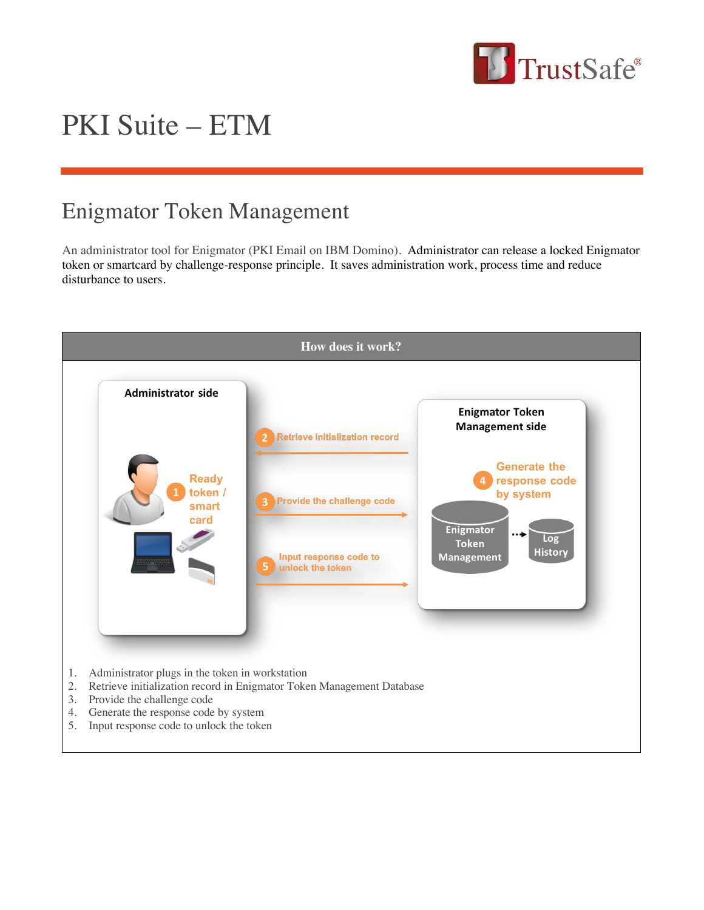# PKI Suite – ETM

## Enigmator Token Management

An administrator tool for Enigmator (PKI Email on IBM Domino). Administrator can release a locked Enigmator token or smartcard by challenge-response principle. It saves administration work, process time and reduce disturbance to users.

### How does it work?

**Administrator side**

1 Ready token / smart card

2 Retrieve initialization record

3 Provide the challenge code

5 Input response code to unlock the token

**Enigmator Token Management side**

4 Generate the response code by system

Enigmator Token Management → Log History

1. Administrator plugs in the token in workstation
2. Retrieve initialization record in Enigmator Token Management Database
3. Provide the challenge code
4. Generate the response code by system
5. Input response code to unlock the token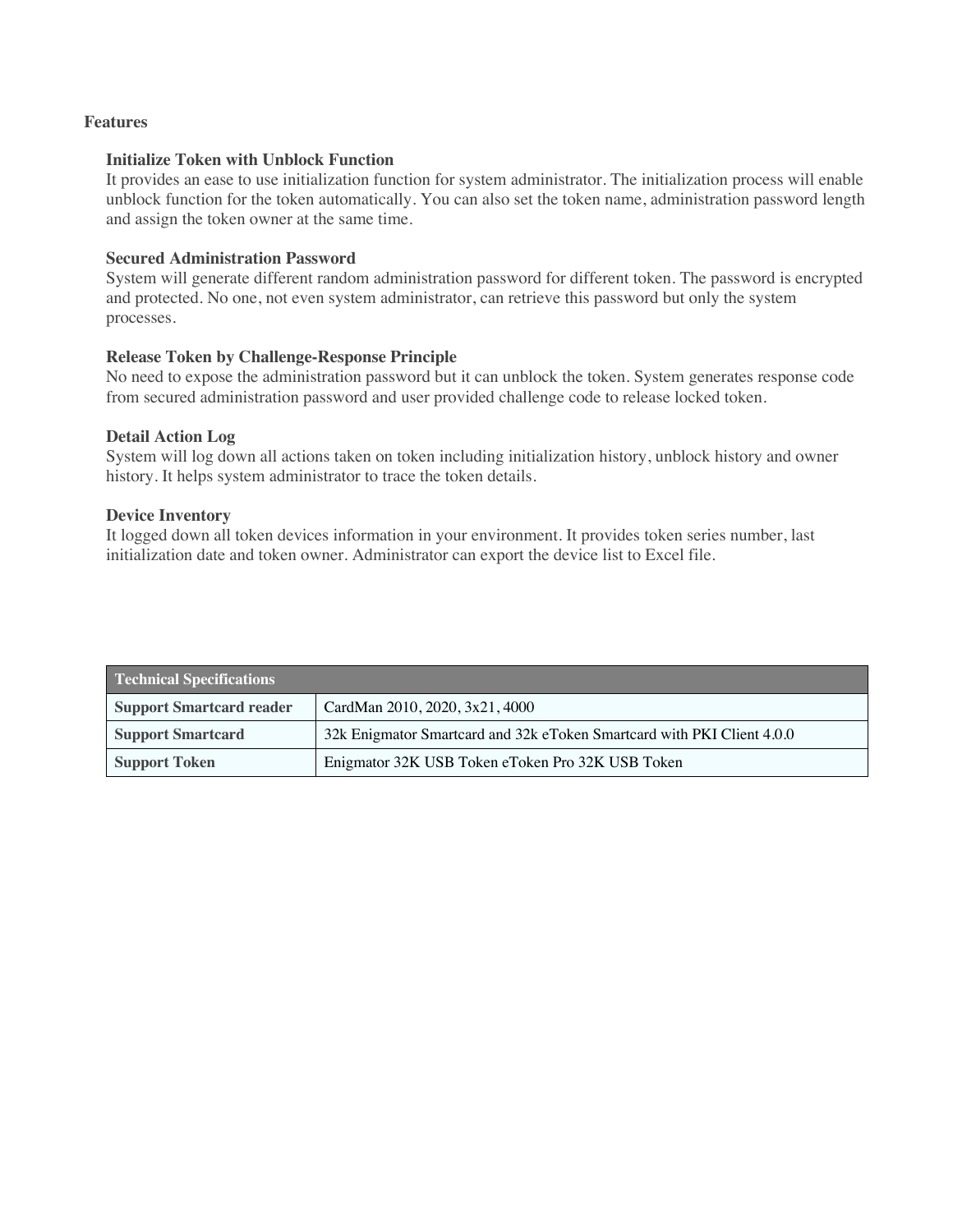**Features**

**Initialize Token with Unblock Function**
It provides an ease to use initialization function for system administrator. The initialization process will enable unblock function for the token automatically. You can also set the token name, administration password length and assign the token owner at the same time.

**Secured Administration Password**
System will generate different random administration password for different token. The password is encrypted and protected. No one, not even system administrator, can retrieve this password but only the system processes.

**Release Token by Challenge-Response Principle**
No need to expose the administration password but it can unblock the token. System generates response code from secured administration password and user provided challenge code to release locked token.

**Detail Action Log**
System will log down all actions taken on token including initialization history, unblock history and owner history. It helps system administrator to trace the token details.

**Device Inventory**
It logged down all token devices information in your environment. It provides token series number, last initialization date and token owner. Administrator can export the device list to Excel file.

| Technical Specifications | |
|---|---|
| **Support Smartcard reader** | CardMan 2010, 2020, 3x21, 4000 |
| **Support Smartcard** | 32k Enigmator Smartcard and 32k eToken Smartcard with PKI Client 4.0.0 |
| **Support Token** | Enigmator 32K USB Token eToken Pro 32K USB Token |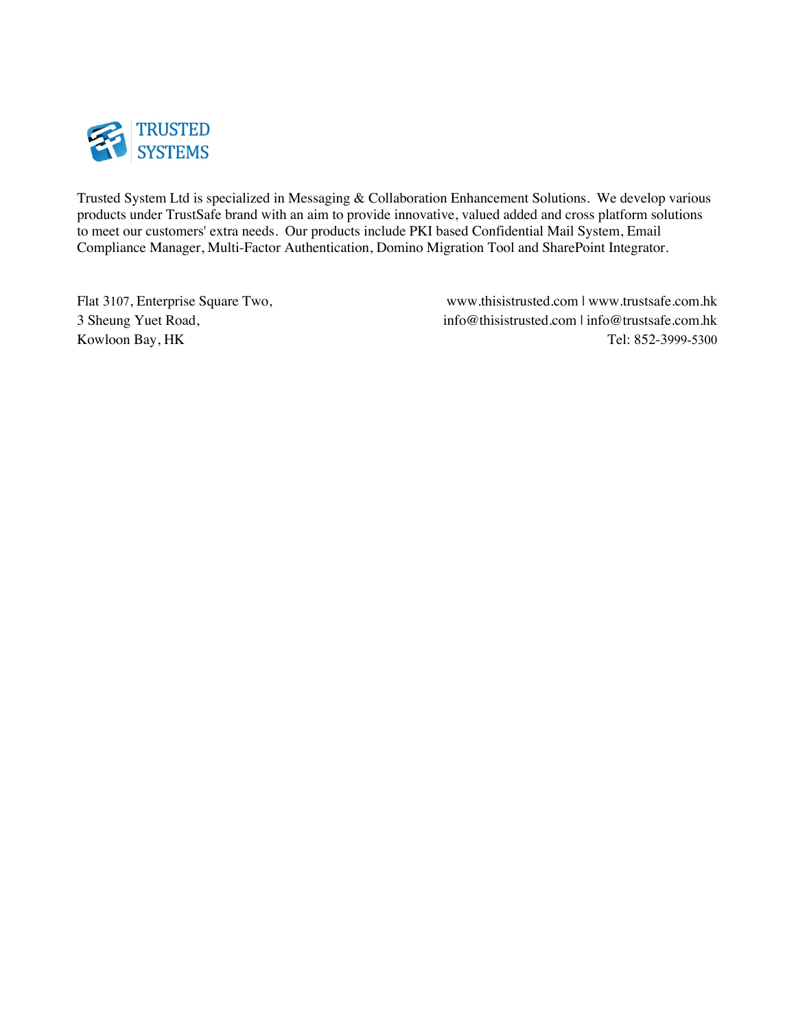TRUSTED
SYSTEMS

Trusted System Ltd is specialized in Messaging & Collaboration Enhancement Solutions. We develop various products under TrustSafe brand with an aim to provide innovative, valued added and cross platform solutions to meet our customers' extra needs. Our products include PKI based Confidential Mail System, Email Compliance Manager, Multi-Factor Authentication, Domino Migration Tool and SharePoint Integrator.

Flat 3107, Enterprise Square Two,
3 Sheung Yuet Road,
Kowloon Bay, HK

www.thisistrusted.com | www.trustsafe.com.hk
info@thisistrusted.com | info@trustsafe.com.hk
Tel: 852-3999-5300